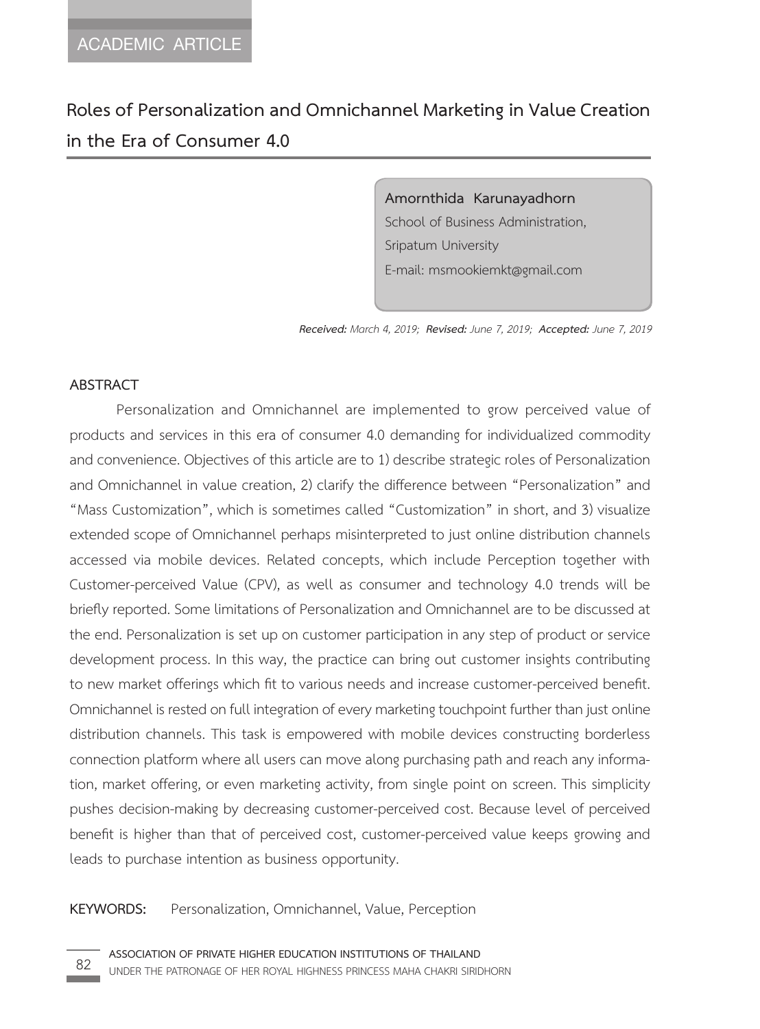ACADEMIC ARTICLE

# Roles of Personalization and Omnichannel Marketing in Value Creation in the Era of Consumer 4.0

**Amornthida Karunayadhorn**
School of Business Administration,
Sripatum University
E-mail: msmookiemkt@gmail.com

***Received:*** *March 4, 2019;* ***Revised:*** *June 7, 2019;* ***Accepted:*** *June 7, 2019*

## ABSTRACT

Personalization and Omnichannel are implemented to grow perceived value of products and services in this era of consumer 4.0 demanding for individualized commodity and convenience. Objectives of this article are to 1) describe strategic roles of Personalization and Omnichannel in value creation, 2) clarify the difference between "Personalization" and "Mass Customization", which is sometimes called "Customization" in short, and 3) visualize extended scope of Omnichannel perhaps misinterpreted to just online distribution channels accessed via mobile devices. Related concepts, which include Perception together with Customer-perceived Value (CPV), as well as consumer and technology 4.0 trends will be briefly reported. Some limitations of Personalization and Omnichannel are to be discussed at the end. Personalization is set up on customer participation in any step of product or service development process. In this way, the practice can bring out customer insights contributing to new market offerings which fit to various needs and increase customer-perceived benefit. Omnichannel is rested on full integration of every marketing touchpoint further than just online distribution channels. This task is empowered with mobile devices constructing borderless connection platform where all users can move along purchasing path and reach any information, market offering, or even marketing activity, from single point on screen. This simplicity pushes decision-making by decreasing customer-perceived cost. Because level of perceived benefit is higher than that of perceived cost, customer-perceived value keeps growing and leads to purchase intention as business opportunity.

**KEYWORDS:** Personalization, Omnichannel, Value, Perception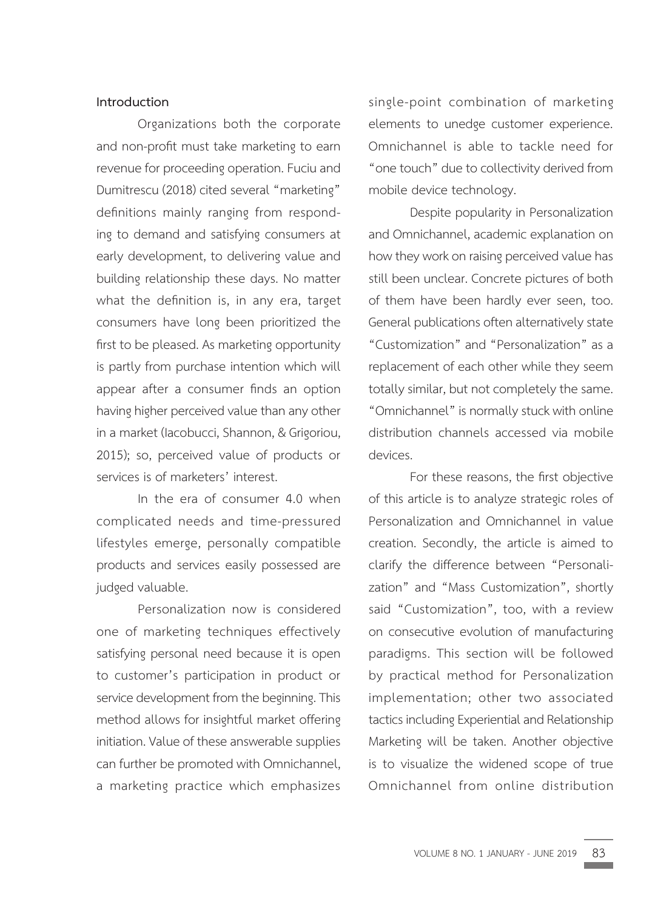## Introduction

Organizations both the corporate and non-profit must take marketing to earn revenue for proceeding operation. Fuciu and Dumitrescu (2018) cited several "marketing" definitions mainly ranging from responding to demand and satisfying consumers at early development, to delivering value and building relationship these days. No matter what the definition is, in any era, target consumers have long been prioritized the first to be pleased. As marketing opportunity is partly from purchase intention which will appear after a consumer finds an option having higher perceived value than any other in a market (Iacobucci, Shannon, & Grigoriou, 2015); so, perceived value of products or services is of marketers' interest.

In the era of consumer 4.0 when complicated needs and time-pressured lifestyles emerge, personally compatible products and services easily possessed are judged valuable.

Personalization now is considered one of marketing techniques effectively satisfying personal need because it is open to customer's participation in product or service development from the beginning. This method allows for insightful market offering initiation. Value of these answerable supplies can further be promoted with Omnichannel, a marketing practice which emphasizes single-point combination of marketing elements to unedge customer experience. Omnichannel is able to tackle need for "one touch" due to collectivity derived from mobile device technology.

Despite popularity in Personalization and Omnichannel, academic explanation on how they work on raising perceived value has still been unclear. Concrete pictures of both of them have been hardly ever seen, too. General publications often alternatively state "Customization" and "Personalization" as a replacement of each other while they seem totally similar, but not completely the same. "Omnichannel" is normally stuck with online distribution channels accessed via mobile devices.

For these reasons, the first objective of this article is to analyze strategic roles of Personalization and Omnichannel in value creation. Secondly, the article is aimed to clarify the difference between "Personalization" and "Mass Customization", shortly said "Customization", too, with a review on consecutive evolution of manufacturing paradigms. This section will be followed by practical method for Personalization implementation; other two associated tactics including Experiential and Relationship Marketing will be taken. Another objective is to visualize the widened scope of true Omnichannel from online distribution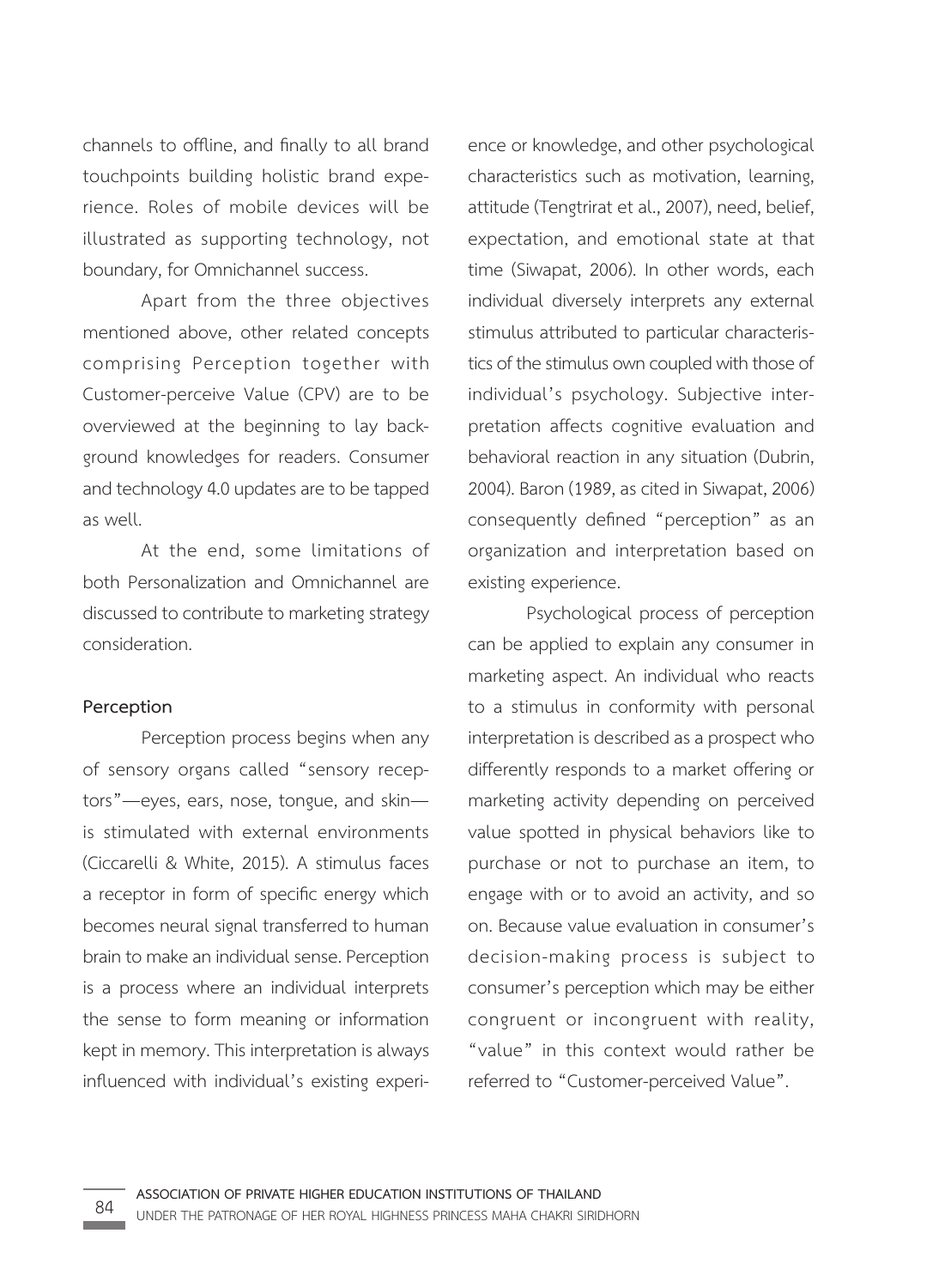channels to offline, and finally to all brand touchpoints building holistic brand experience. Roles of mobile devices will be illustrated as supporting technology, not boundary, for Omnichannel success.

Apart from the three objectives mentioned above, other related concepts comprising Perception together with Customer-perceive Value (CPV) are to be overviewed at the beginning to lay background knowledges for readers. Consumer and technology 4.0 updates are to be tapped as well.

At the end, some limitations of both Personalization and Omnichannel are discussed to contribute to marketing strategy consideration.

**Perception**

Perception process begins when any of sensory organs called "sensory receptors"—eyes, ears, nose, tongue, and skin—is stimulated with external environments (Ciccarelli & White, 2015). A stimulus faces a receptor in form of specific energy which becomes neural signal transferred to human brain to make an individual sense. Perception is a process where an individual interprets the sense to form meaning or information kept in memory. This interpretation is always influenced with individual's existing experience or knowledge, and other psychological characteristics such as motivation, learning, attitude (Tengtrirat et al., 2007), need, belief, expectation, and emotional state at that time (Siwapat, 2006). In other words, each individual diversely interprets any external stimulus attributed to particular characteristics of the stimulus own coupled with those of individual's psychology. Subjective interpretation affects cognitive evaluation and behavioral reaction in any situation (Dubrin, 2004). Baron (1989, as cited in Siwapat, 2006) consequently defined "perception" as an organization and interpretation based on existing experience.

Psychological process of perception can be applied to explain any consumer in marketing aspect. An individual who reacts to a stimulus in conformity with personal interpretation is described as a prospect who differently responds to a market offering or marketing activity depending on perceived value spotted in physical behaviors like to purchase or not to purchase an item, to engage with or to avoid an activity, and so on. Because value evaluation in consumer's decision-making process is subject to consumer's perception which may be either congruent or incongruent with reality, "value" in this context would rather be referred to "Customer-perceived Value".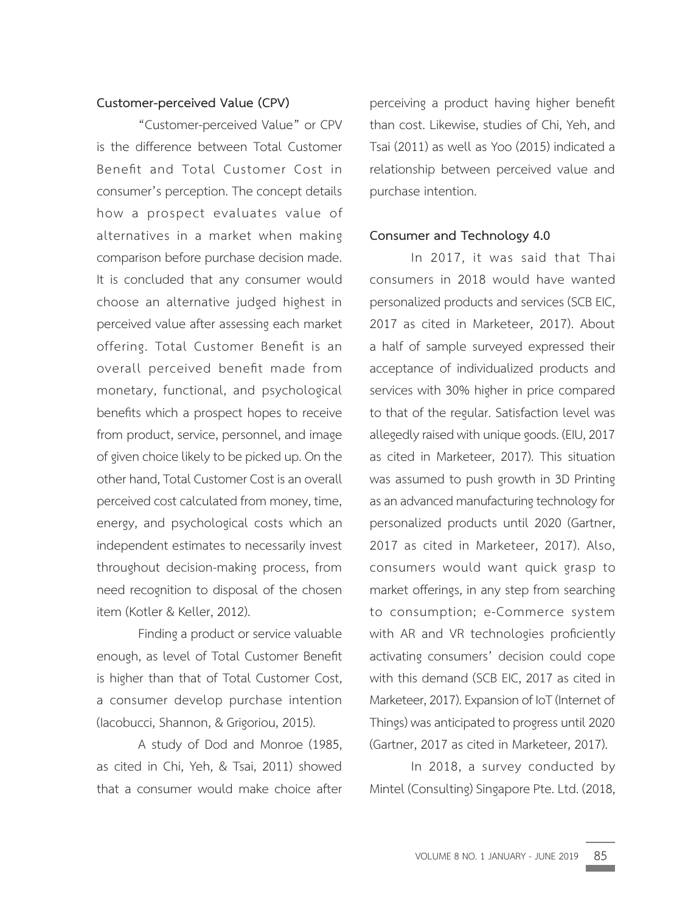### Customer-perceived Value (CPV)

"Customer-perceived Value" or CPV is the difference between Total Customer Benefit and Total Customer Cost in consumer's perception. The concept details how a prospect evaluates value of alternatives in a market when making comparison before purchase decision made. It is concluded that any consumer would choose an alternative judged highest in perceived value after assessing each market offering. Total Customer Benefit is an overall perceived benefit made from monetary, functional, and psychological benefits which a prospect hopes to receive from product, service, personnel, and image of given choice likely to be picked up. On the other hand, Total Customer Cost is an overall perceived cost calculated from money, time, energy, and psychological costs which an independent estimates to necessarily invest throughout decision-making process, from need recognition to disposal of the chosen item (Kotler & Keller, 2012).

Finding a product or service valuable enough, as level of Total Customer Benefit is higher than that of Total Customer Cost, a consumer develop purchase intention (Iacobucci, Shannon, & Grigoriou, 2015).

A study of Dod and Monroe (1985, as cited in Chi, Yeh, & Tsai, 2011) showed that a consumer would make choice after perceiving a product having higher benefit than cost. Likewise, studies of Chi, Yeh, and Tsai (2011) as well as Yoo (2015) indicated a relationship between perceived value and purchase intention.

### Consumer and Technology 4.0

In 2017, it was said that Thai consumers in 2018 would have wanted personalized products and services (SCB EIC, 2017 as cited in Marketeer, 2017). About a half of sample surveyed expressed their acceptance of individualized products and services with 30% higher in price compared to that of the regular. Satisfaction level was allegedly raised with unique goods. (EIU, 2017 as cited in Marketeer, 2017). This situation was assumed to push growth in 3D Printing as an advanced manufacturing technology for personalized products until 2020 (Gartner, 2017 as cited in Marketeer, 2017). Also, consumers would want quick grasp to market offerings, in any step from searching to consumption; e-Commerce system with AR and VR technologies proficiently activating consumers' decision could cope with this demand (SCB EIC, 2017 as cited in Marketeer, 2017). Expansion of IoT (Internet of Things) was anticipated to progress until 2020 (Gartner, 2017 as cited in Marketeer, 2017).

In 2018, a survey conducted by Mintel (Consulting) Singapore Pte. Ltd. (2018,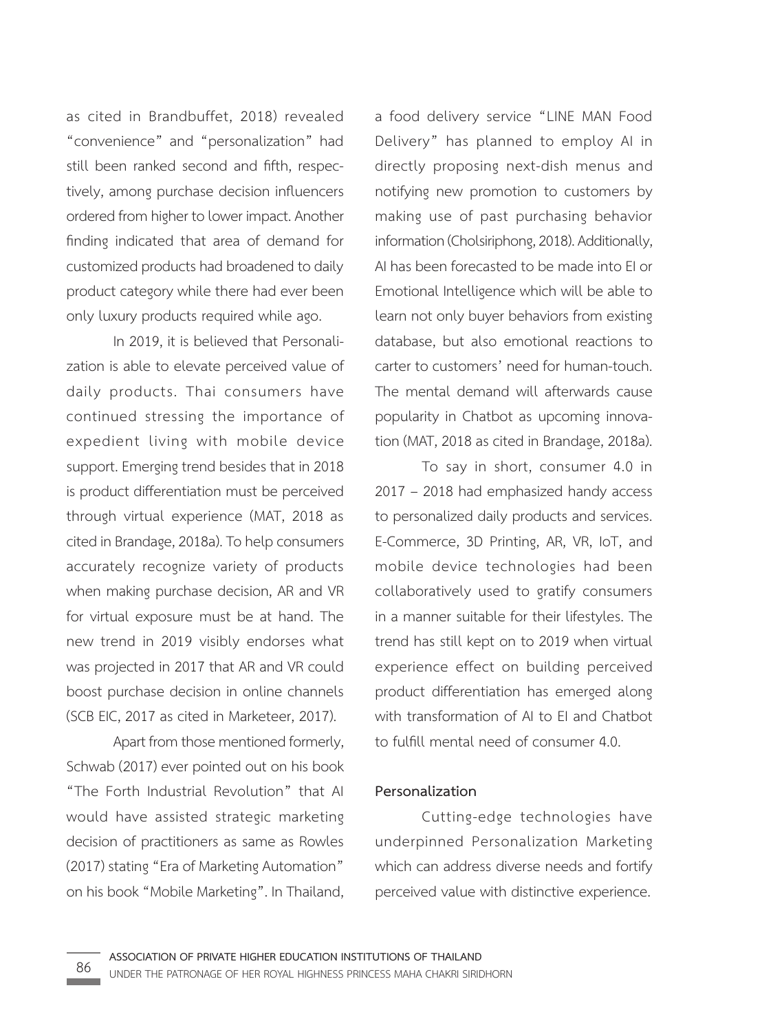as cited in Brandbuffet, 2018) revealed "convenience" and "personalization" had still been ranked second and fifth, respectively, among purchase decision influencers ordered from higher to lower impact. Another finding indicated that area of demand for customized products had broadened to daily product category while there had ever been only luxury products required while ago.

In 2019, it is believed that Personalization is able to elevate perceived value of daily products. Thai consumers have continued stressing the importance of expedient living with mobile device support. Emerging trend besides that in 2018 is product differentiation must be perceived through virtual experience (MAT, 2018 as cited in Brandage, 2018a). To help consumers accurately recognize variety of products when making purchase decision, AR and VR for virtual exposure must be at hand. The new trend in 2019 visibly endorses what was projected in 2017 that AR and VR could boost purchase decision in online channels (SCB EIC, 2017 as cited in Marketeer, 2017).

Apart from those mentioned formerly, Schwab (2017) ever pointed out on his book "The Forth Industrial Revolution" that AI would have assisted strategic marketing decision of practitioners as same as Rowles (2017) stating "Era of Marketing Automation" on his book "Mobile Marketing". In Thailand, a food delivery service "LINE MAN Food Delivery" has planned to employ AI in directly proposing next-dish menus and notifying new promotion to customers by making use of past purchasing behavior information (Cholsiriphong, 2018). Additionally, AI has been forecasted to be made into EI or Emotional Intelligence which will be able to learn not only buyer behaviors from existing database, but also emotional reactions to carter to customers' need for human-touch. The mental demand will afterwards cause popularity in Chatbot as upcoming innovation (MAT, 2018 as cited in Brandage, 2018a).

To say in short, consumer 4.0 in 2017 – 2018 had emphasized handy access to personalized daily products and services. E-Commerce, 3D Printing, AR, VR, IoT, and mobile device technologies had been collaboratively used to gratify consumers in a manner suitable for their lifestyles. The trend has still kept on to 2019 when virtual experience effect on building perceived product differentiation has emerged along with transformation of AI to EI and Chatbot to fulfill mental need of consumer 4.0.

**Personalization**

Cutting-edge technologies have underpinned Personalization Marketing which can address diverse needs and fortify perceived value with distinctive experience.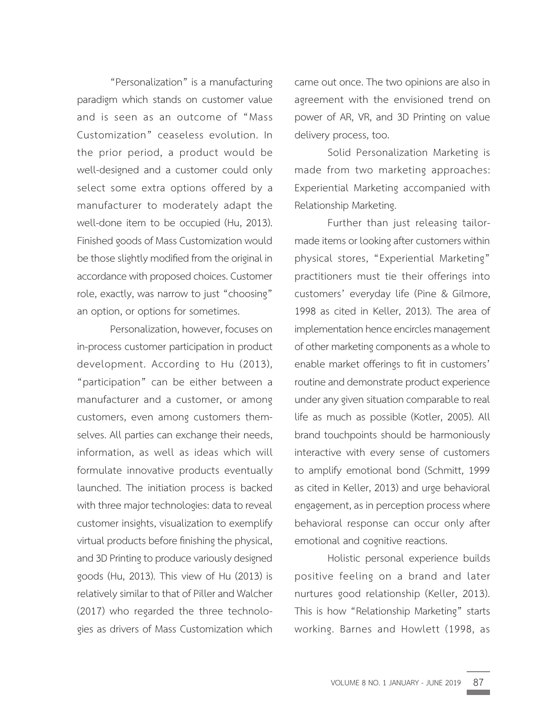"Personalization" is a manufacturing paradigm which stands on customer value and is seen as an outcome of "Mass Customization" ceaseless evolution. In the prior period, a product would be well-designed and a customer could only select some extra options offered by a manufacturer to moderately adapt the well-done item to be occupied (Hu, 2013). Finished goods of Mass Customization would be those slightly modified from the original in accordance with proposed choices. Customer role, exactly, was narrow to just "choosing" an option, or options for sometimes.

Personalization, however, focuses on in-process customer participation in product development. According to Hu (2013), "participation" can be either between a manufacturer and a customer, or among customers, even among customers themselves. All parties can exchange their needs, information, as well as ideas which will formulate innovative products eventually launched. The initiation process is backed with three major technologies: data to reveal customer insights, visualization to exemplify virtual products before finishing the physical, and 3D Printing to produce variously designed goods (Hu, 2013). This view of Hu (2013) is relatively similar to that of Piller and Walcher (2017) who regarded the three technologies as drivers of Mass Customization which came out once. The two opinions are also in agreement with the envisioned trend on power of AR, VR, and 3D Printing on value delivery process, too.

Solid Personalization Marketing is made from two marketing approaches: Experiential Marketing accompanied with Relationship Marketing.

Further than just releasing tailor-made items or looking after customers within physical stores, "Experiential Marketing" practitioners must tie their offerings into customers' everyday life (Pine & Gilmore, 1998 as cited in Keller, 2013). The area of implementation hence encircles management of other marketing components as a whole to enable market offerings to fit in customers' routine and demonstrate product experience under any given situation comparable to real life as much as possible (Kotler, 2005). All brand touchpoints should be harmoniously interactive with every sense of customers to amplify emotional bond (Schmitt, 1999 as cited in Keller, 2013) and urge behavioral engagement, as in perception process where behavioral response can occur only after emotional and cognitive reactions.

Holistic personal experience builds positive feeling on a brand and later nurtures good relationship (Keller, 2013). This is how "Relationship Marketing" starts working. Barnes and Howlett (1998, as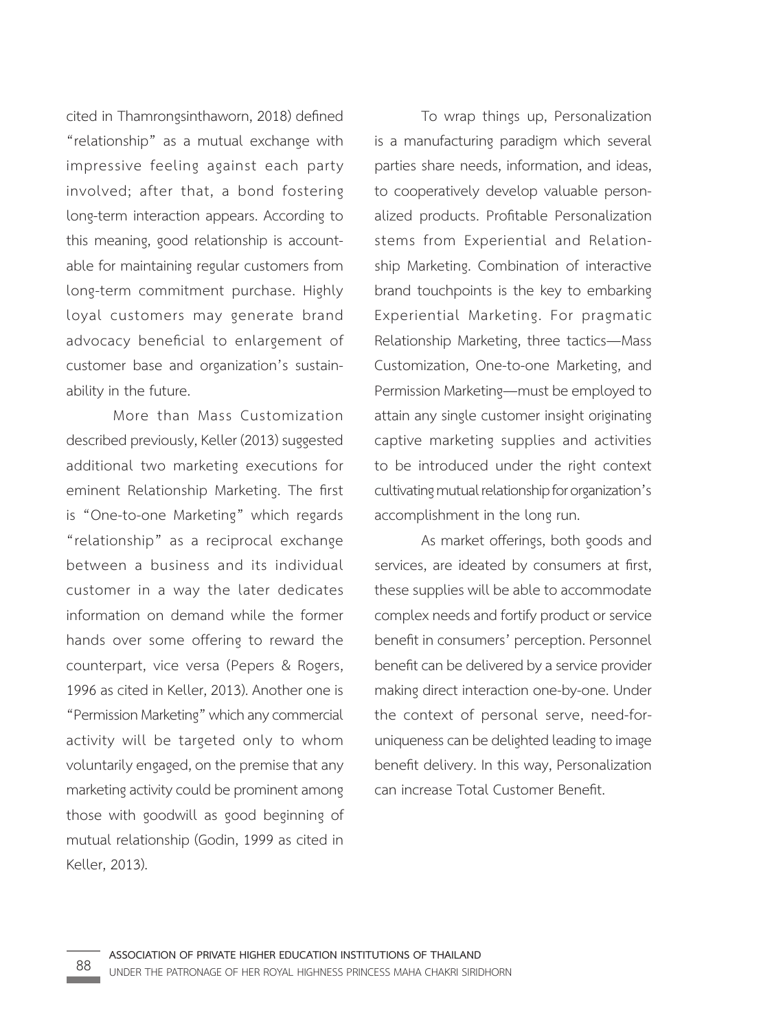cited in Thamrongsinthaworn, 2018) defined "relationship" as a mutual exchange with impressive feeling against each party involved; after that, a bond fostering long-term interaction appears. According to this meaning, good relationship is accountable for maintaining regular customers from long-term commitment purchase. Highly loyal customers may generate brand advocacy beneficial to enlargement of customer base and organization's sustainability in the future.

More than Mass Customization described previously, Keller (2013) suggested additional two marketing executions for eminent Relationship Marketing. The first is "One-to-one Marketing" which regards "relationship" as a reciprocal exchange between a business and its individual customer in a way the later dedicates information on demand while the former hands over some offering to reward the counterpart, vice versa (Pepers & Rogers, 1996 as cited in Keller, 2013). Another one is "Permission Marketing" which any commercial activity will be targeted only to whom voluntarily engaged, on the premise that any marketing activity could be prominent among those with goodwill as good beginning of mutual relationship (Godin, 1999 as cited in Keller, 2013).

To wrap things up, Personalization is a manufacturing paradigm which several parties share needs, information, and ideas, to cooperatively develop valuable personalized products. Profitable Personalization stems from Experiential and Relationship Marketing. Combination of interactive brand touchpoints is the key to embarking Experiential Marketing. For pragmatic Relationship Marketing, three tactics—Mass Customization, One-to-one Marketing, and Permission Marketing—must be employed to attain any single customer insight originating captive marketing supplies and activities to be introduced under the right context cultivating mutual relationship for organization's accomplishment in the long run.

As market offerings, both goods and services, are ideated by consumers at first, these supplies will be able to accommodate complex needs and fortify product or service benefit in consumers' perception. Personnel benefit can be delivered by a service provider making direct interaction one-by-one. Under the context of personal serve, need-for-uniqueness can be delighted leading to image benefit delivery. In this way, Personalization can increase Total Customer Benefit.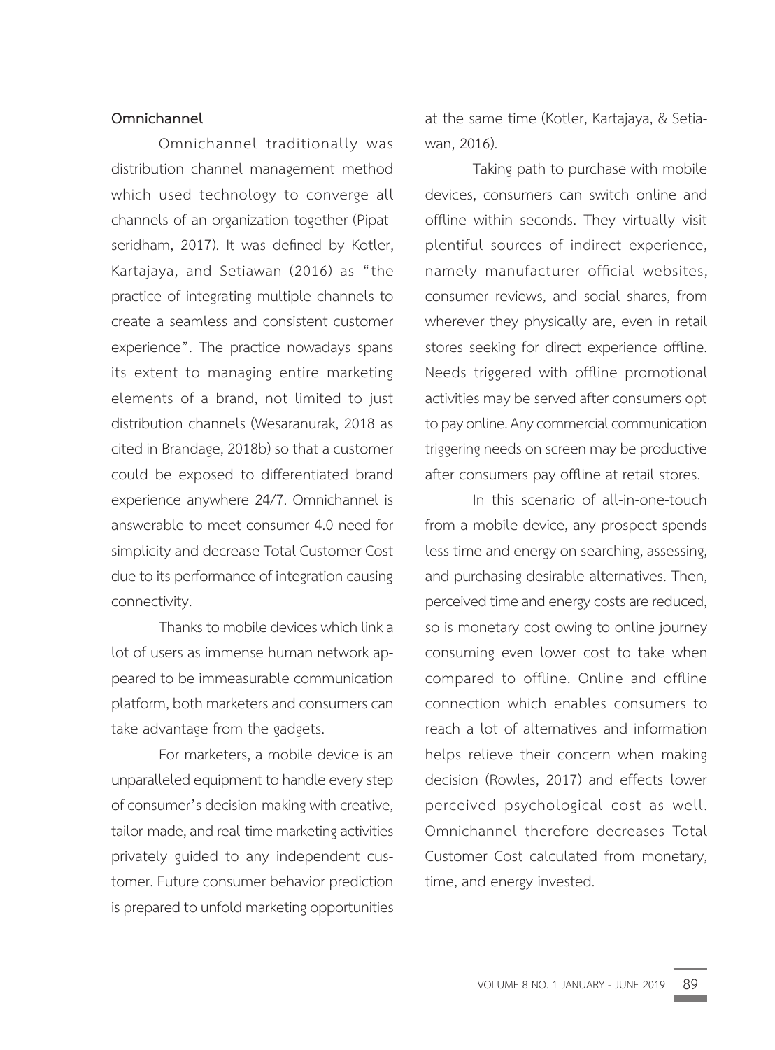**Omnichannel**

Omnichannel traditionally was distribution channel management method which used technology to converge all channels of an organization together (Pipatseridham, 2017). It was defined by Kotler, Kartajaya, and Setiawan (2016) as "the practice of integrating multiple channels to create a seamless and consistent customer experience". The practice nowadays spans its extent to managing entire marketing elements of a brand, not limited to just distribution channels (Wesaranurak, 2018 as cited in Brandage, 2018b) so that a customer could be exposed to differentiated brand experience anywhere 24/7. Omnichannel is answerable to meet consumer 4.0 need for simplicity and decrease Total Customer Cost due to its performance of integration causing connectivity.

Thanks to mobile devices which link a lot of users as immense human network appeared to be immeasurable communication platform, both marketers and consumers can take advantage from the gadgets.

For marketers, a mobile device is an unparalleled equipment to handle every step of consumer's decision-making with creative, tailor-made, and real-time marketing activities privately guided to any independent customer. Future consumer behavior prediction is prepared to unfold marketing opportunities at the same time (Kotler, Kartajaya, & Setiawan, 2016).

Taking path to purchase with mobile devices, consumers can switch online and offline within seconds. They virtually visit plentiful sources of indirect experience, namely manufacturer official websites, consumer reviews, and social shares, from wherever they physically are, even in retail stores seeking for direct experience offline. Needs triggered with offline promotional activities may be served after consumers opt to pay online. Any commercial communication triggering needs on screen may be productive after consumers pay offline at retail stores.

In this scenario of all-in-one-touch from a mobile device, any prospect spends less time and energy on searching, assessing, and purchasing desirable alternatives. Then, perceived time and energy costs are reduced, so is monetary cost owing to online journey consuming even lower cost to take when compared to offline. Online and offline connection which enables consumers to reach a lot of alternatives and information helps relieve their concern when making decision (Rowles, 2017) and effects lower perceived psychological cost as well. Omnichannel therefore decreases Total Customer Cost calculated from monetary, time, and energy invested.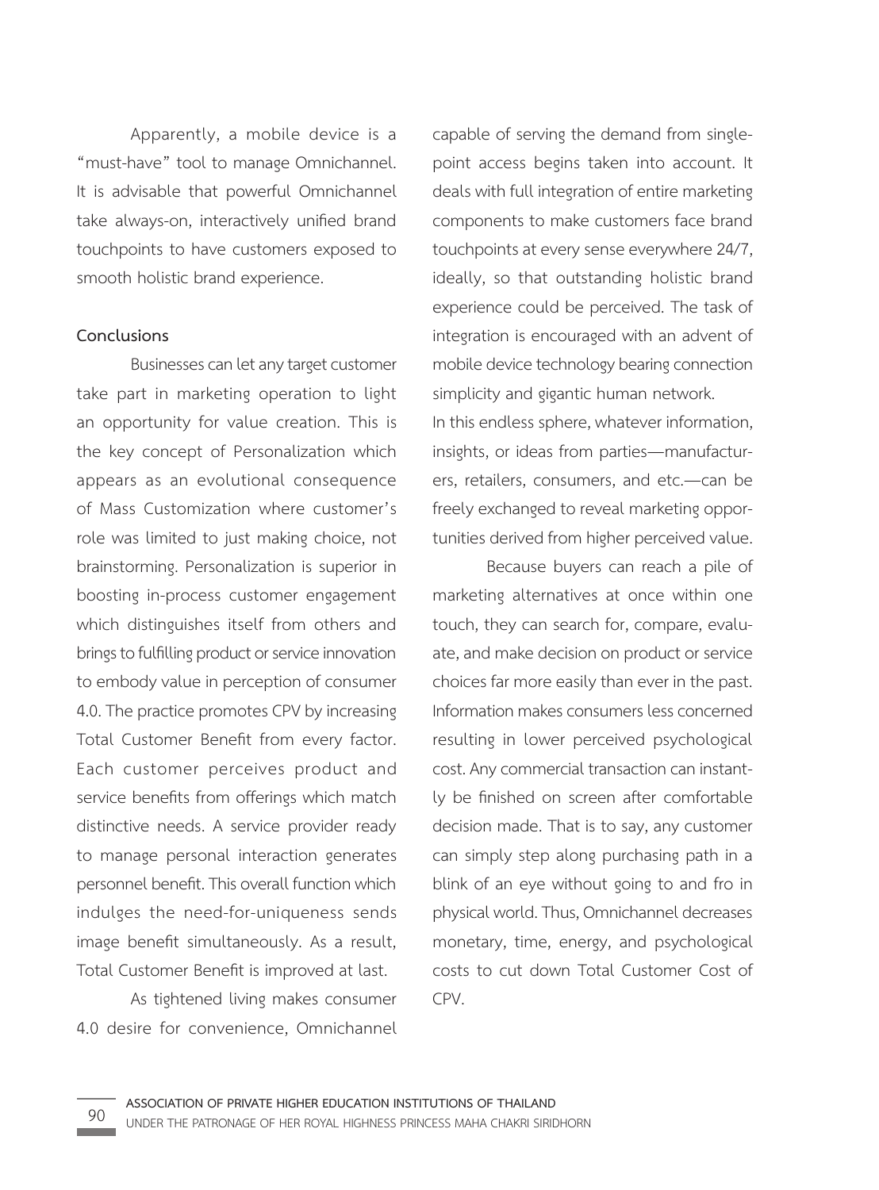Apparently, a mobile device is a "must-have" tool to manage Omnichannel. It is advisable that powerful Omnichannel take always-on, interactively unified brand touchpoints to have customers exposed to smooth holistic brand experience.

## Conclusions

Businesses can let any target customer take part in marketing operation to light an opportunity for value creation. This is the key concept of Personalization which appears as an evolutional consequence of Mass Customization where customer's role was limited to just making choice, not brainstorming. Personalization is superior in boosting in-process customer engagement which distinguishes itself from others and brings to fulfilling product or service innovation to embody value in perception of consumer 4.0. The practice promotes CPV by increasing Total Customer Benefit from every factor. Each customer perceives product and service benefits from offerings which match distinctive needs. A service provider ready to manage personal interaction generates personnel benefit. This overall function which indulges the need-for-uniqueness sends image benefit simultaneously. As a result, Total Customer Benefit is improved at last.

As tightened living makes consumer 4.0 desire for convenience, Omnichannel capable of serving the demand from single-point access begins taken into account. It deals with full integration of entire marketing components to make customers face brand touchpoints at every sense everywhere 24/7, ideally, so that outstanding holistic brand experience could be perceived. The task of integration is encouraged with an advent of mobile device technology bearing connection simplicity and gigantic human network.
In this endless sphere, whatever information, insights, or ideas from parties—manufacturers, retailers, consumers, and etc.—can be freely exchanged to reveal marketing opportunities derived from higher perceived value.

Because buyers can reach a pile of marketing alternatives at once within one touch, they can search for, compare, evaluate, and make decision on product or service choices far more easily than ever in the past. Information makes consumers less concerned resulting in lower perceived psychological cost. Any commercial transaction can instantly be finished on screen after comfortable decision made. That is to say, any customer can simply step along purchasing path in a blink of an eye without going to and fro in physical world. Thus, Omnichannel decreases monetary, time, energy, and psychological costs to cut down Total Customer Cost of CPV.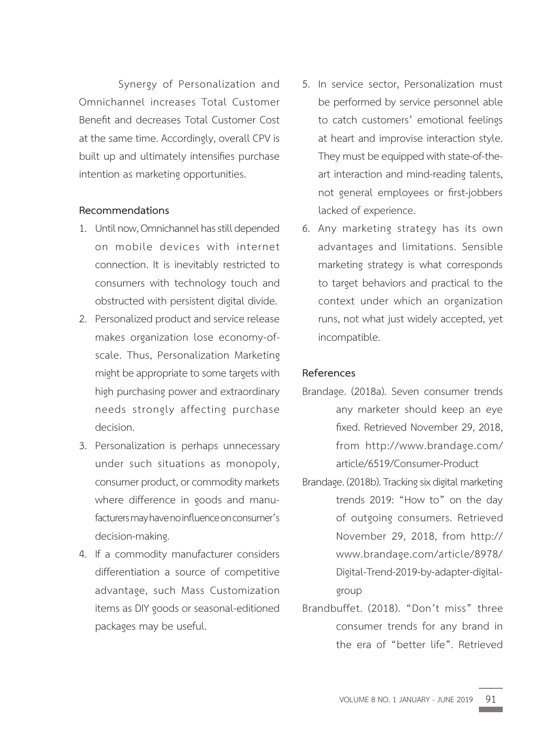Synergy of Personalization and Omnichannel increases Total Customer Benefit and decreases Total Customer Cost at the same time. Accordingly, overall CPV is built up and ultimately intensifies purchase intention as marketing opportunities.

**Recommendations**

1. Until now, Omnichannel has still depended on mobile devices with internet connection. It is inevitably restricted to consumers with technology touch and obstructed with persistent digital divide.
2. Personalized product and service release makes organization lose economy-of-scale. Thus, Personalization Marketing might be appropriate to some targets with high purchasing power and extraordinary needs strongly affecting purchase decision.
3. Personalization is perhaps unnecessary under such situations as monopoly, consumer product, or commodity markets where difference in goods and manufacturers may have no influence on consumer's decision-making.
4. If a commodity manufacturer considers differentiation a source of competitive advantage, such Mass Customization items as DIY goods or seasonal-editioned packages may be useful.
5. In service sector, Personalization must be performed by service personnel able to catch customers' emotional feelings at heart and improvise interaction style. They must be equipped with state-of-the-art interaction and mind-reading talents, not general employees or first-jobbers lacked of experience.
6. Any marketing strategy has its own advantages and limitations. Sensible marketing strategy is what corresponds to target behaviors and practical to the context under which an organization runs, not what just widely accepted, yet incompatible.

**References**

Brandage. (2018a). Seven consumer trends any marketer should keep an eye fixed. Retrieved November 29, 2018, from http://www.brandage.com/article/6519/Consumer-Product

Brandage. (2018b). Tracking six digital marketing trends 2019: "How to" on the day of outgoing consumers. Retrieved November 29, 2018, from http://www.brandage.com/article/8978/Digital-Trend-2019-by-adapter-digital-group

Brandbuffet. (2018). "Don't miss" three consumer trends for any brand in the era of "better life". Retrieved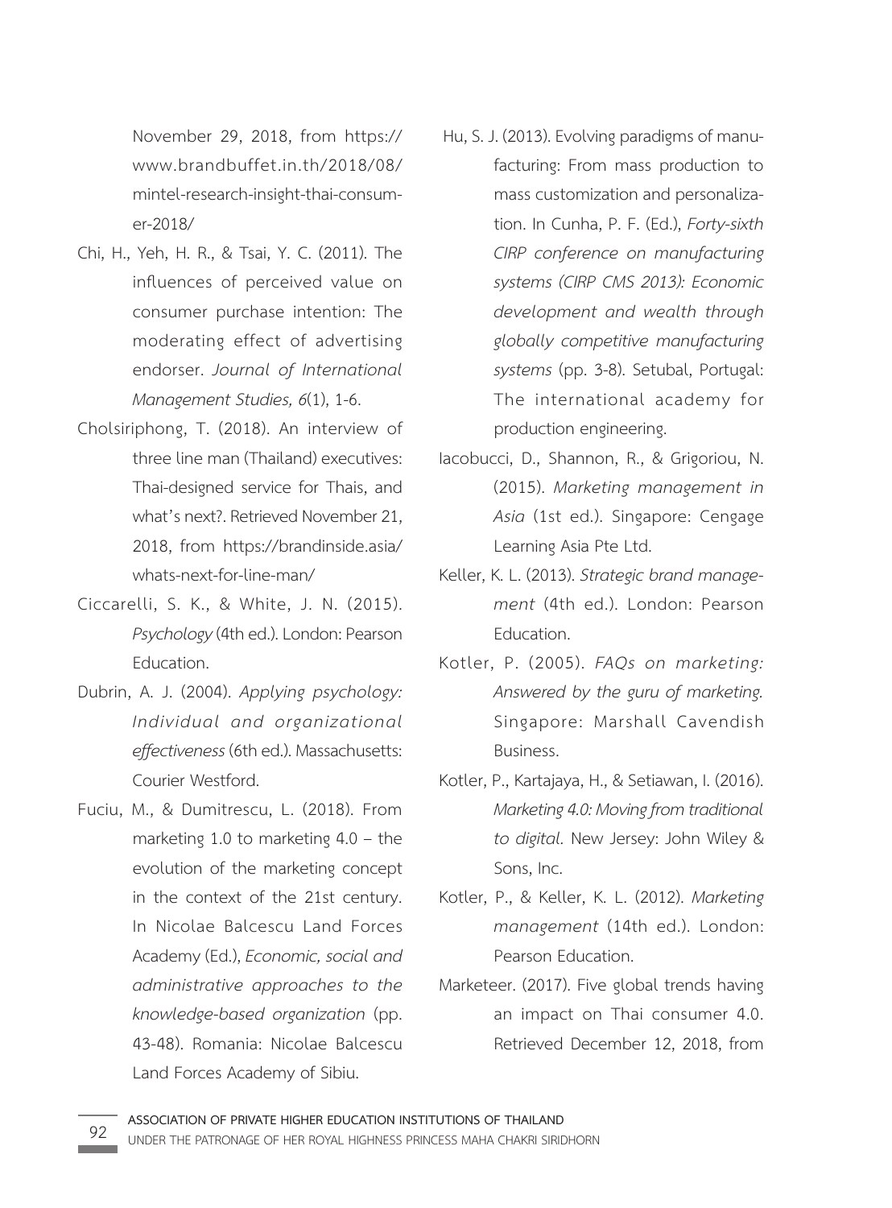November 29, 2018, from https://www.brandbuffet.in.th/2018/08/mintel-research-insight-thai-consumer-2018/

Chi, H., Yeh, H. R., & Tsai, Y. C. (2011). The influences of perceived value on consumer purchase intention: The moderating effect of advertising endorser. *Journal of International Management Studies, 6*(1), 1-6.

Cholsiriphong, T. (2018). An interview of three line man (Thailand) executives: Thai-designed service for Thais, and what's next?. Retrieved November 21, 2018, from https://brandinside.asia/whats-next-for-line-man/

Ciccarelli, S. K., & White, J. N. (2015). *Psychology* (4th ed.). London: Pearson Education.

Dubrin, A. J. (2004). *Applying psychology: Individual and organizational effectiveness* (6th ed.). Massachusetts: Courier Westford.

Fuciu, M., & Dumitrescu, L. (2018). From marketing 1.0 to marketing 4.0 – the evolution of the marketing concept in the context of the 21st century. In Nicolae Balcescu Land Forces Academy (Ed.), *Economic, social and administrative approaches to the knowledge-based organization* (pp. 43-48). Romania: Nicolae Balcescu Land Forces Academy of Sibiu.

Hu, S. J. (2013). Evolving paradigms of manufacturing: From mass production to mass customization and personalization. In Cunha, P. F. (Ed.), *Forty-sixth CIRP conference on manufacturing systems (CIRP CMS 2013): Economic development and wealth through globally competitive manufacturing systems* (pp. 3-8). Setubal, Portugal: The international academy for production engineering.

Iacobucci, D., Shannon, R., & Grigoriou, N. (2015). *Marketing management in Asia* (1st ed.). Singapore: Cengage Learning Asia Pte Ltd.

Keller, K. L. (2013). *Strategic brand management* (4th ed.). London: Pearson Education.

Kotler, P. (2005). *FAQs on marketing: Answered by the guru of marketing.* Singapore: Marshall Cavendish Business.

Kotler, P., Kartajaya, H., & Setiawan, I. (2016). *Marketing 4.0: Moving from traditional to digital.* New Jersey: John Wiley & Sons, Inc.

Kotler, P., & Keller, K. L. (2012). *Marketing management* (14th ed.). London: Pearson Education.

Marketeer. (2017). Five global trends having an impact on Thai consumer 4.0. Retrieved December 12, 2018, from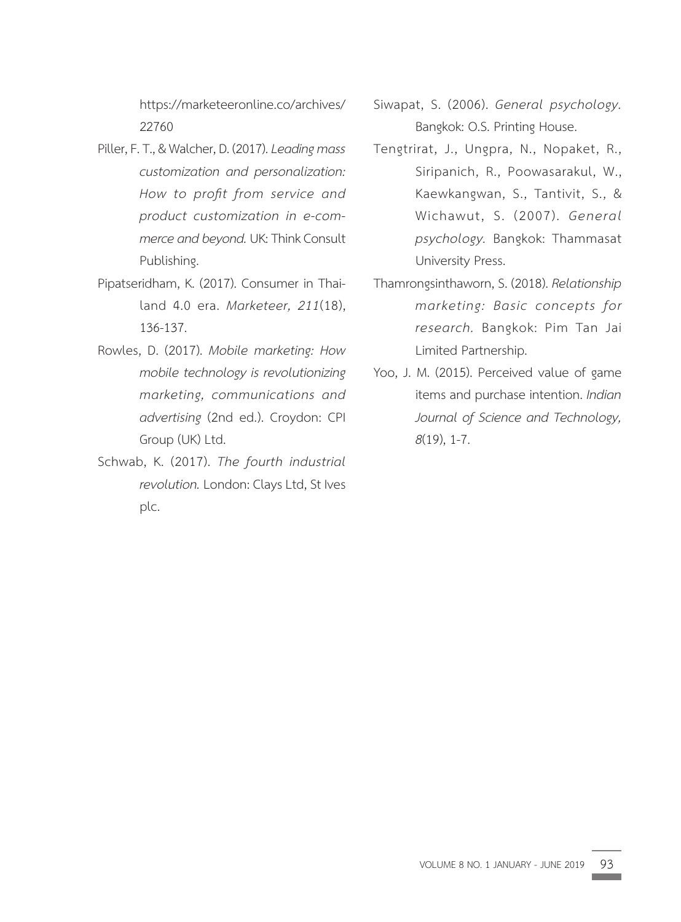https://marketeeronline.co/archives/22760

Piller, F. T., & Walcher, D. (2017). *Leading mass customization and personalization: How to profit from service and product customization in e-commerce and beyond.* UK: Think Consult Publishing.

Pipatseridham, K. (2017). Consumer in Thailand 4.0 era. *Marketeer, 211*(18), 136-137.

Rowles, D. (2017). *Mobile marketing: How mobile technology is revolutionizing marketing, communications and advertising* (2nd ed.). Croydon: CPI Group (UK) Ltd.

Schwab, K. (2017). *The fourth industrial revolution.* London: Clays Ltd, St Ives plc.

Siwapat, S. (2006). *General psychology.* Bangkok: O.S. Printing House.

Tengtrirat, J., Ungpra, N., Nopaket, R., Siripanich, R., Poowasarakul, W., Kaewkangwan, S., Tantivit, S., & Wichawut, S. (2007). *General psychology.* Bangkok: Thammasat University Press.

Thamrongsinthaworn, S. (2018). *Relationship marketing: Basic concepts for research.* Bangkok: Pim Tan Jai Limited Partnership.

Yoo, J. M. (2015). Perceived value of game items and purchase intention. *Indian Journal of Science and Technology, 8*(19), 1-7.